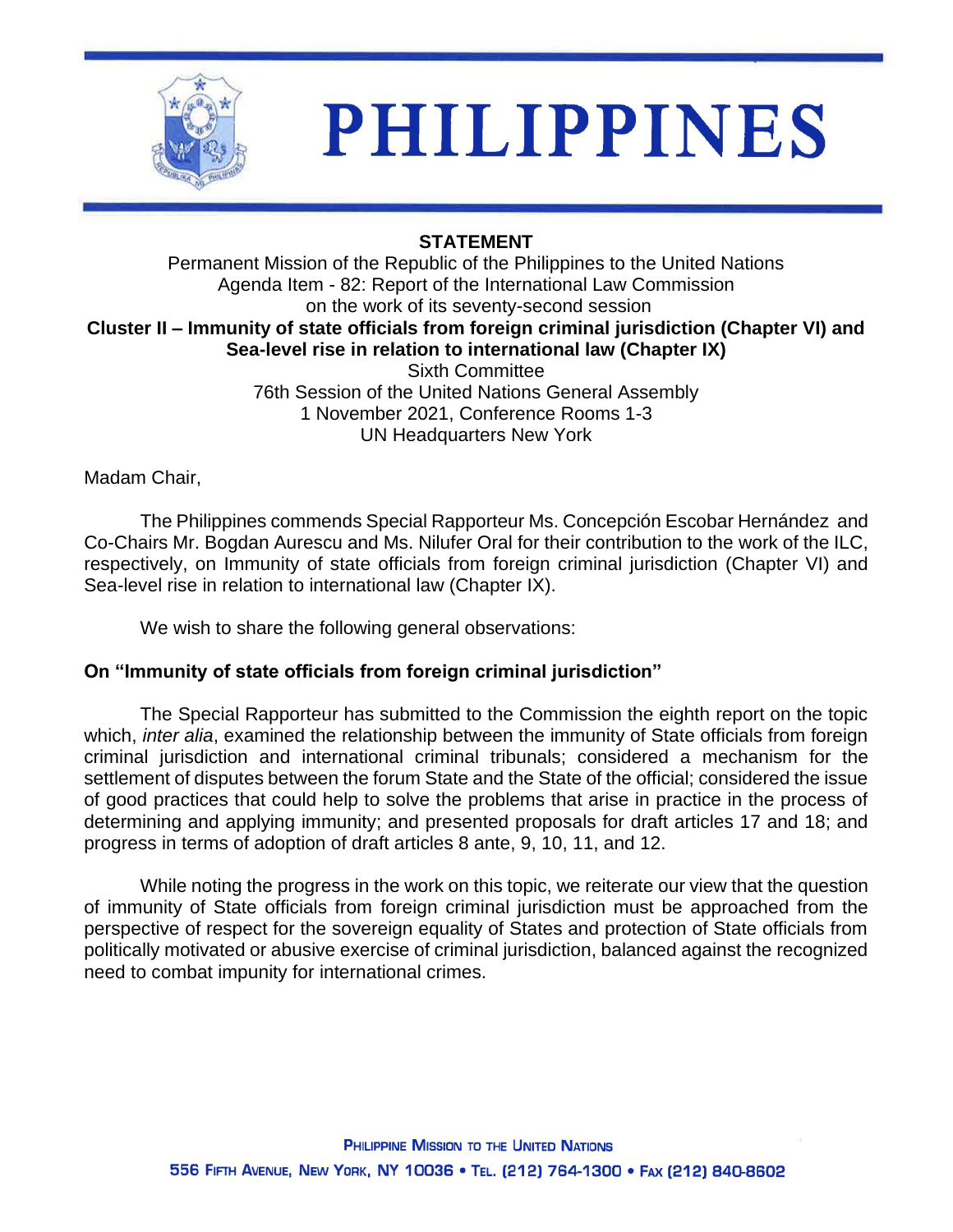# PHILIPPINES

**STATEMENT**

Permanent Mission of the Republic of the Philippines to the United Nations
Agenda Item - 82: Report of the International Law Commission
on the work of its seventy-second session

**Cluster II – Immunity of state officials from foreign criminal jurisdiction (Chapter VI) and Sea-level rise in relation to international law (Chapter IX)**

Sixth Committee
76th Session of the United Nations General Assembly
1 November 2021, Conference Rooms 1-3
UN Headquarters New York

Madam Chair,

The Philippines commends Special Rapporteur Ms. Concepción Escobar Hernández and Co-Chairs Mr. Bogdan Aurescu and Ms. Nilufer Oral for their contribution to the work of the ILC, respectively, on Immunity of state officials from foreign criminal jurisdiction (Chapter VI) and Sea-level rise in relation to international law (Chapter IX).

We wish to share the following general observations:

**On "Immunity of state officials from foreign criminal jurisdiction"**

The Special Rapporteur has submitted to the Commission the eighth report on the topic which, *inter alia*, examined the relationship between the immunity of State officials from foreign criminal jurisdiction and international criminal tribunals; considered a mechanism for the settlement of disputes between the forum State and the State of the official; considered the issue of good practices that could help to solve the problems that arise in practice in the process of determining and applying immunity; and presented proposals for draft articles 17 and 18; and progress in terms of adoption of draft articles 8 ante, 9, 10, 11, and 12.

While noting the progress in the work on this topic, we reiterate our view that the question of immunity of State officials from foreign criminal jurisdiction must be approached from the perspective of respect for the sovereign equality of States and protection of State officials from politically motivated or abusive exercise of criminal jurisdiction, balanced against the recognized need to combat impunity for international crimes.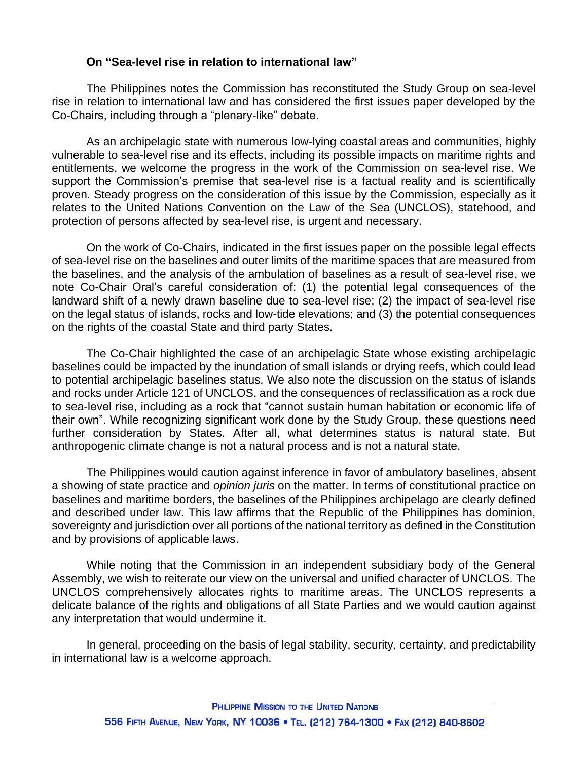**On "Sea-level rise in relation to international law"**

The Philippines notes the Commission has reconstituted the Study Group on sea-level rise in relation to international law and has considered the first issues paper developed by the Co-Chairs, including through a "plenary-like" debate.

As an archipelagic state with numerous low-lying coastal areas and communities, highly vulnerable to sea-level rise and its effects, including its possible impacts on maritime rights and entitlements, we welcome the progress in the work of the Commission on sea-level rise. We support the Commission's premise that sea-level rise is a factual reality and is scientifically proven. Steady progress on the consideration of this issue by the Commission, especially as it relates to the United Nations Convention on the Law of the Sea (UNCLOS), statehood, and protection of persons affected by sea-level rise, is urgent and necessary.

On the work of Co-Chairs, indicated in the first issues paper on the possible legal effects of sea-level rise on the baselines and outer limits of the maritime spaces that are measured from the baselines, and the analysis of the ambulation of baselines as a result of sea-level rise, we note Co-Chair Oral's careful consideration of: (1) the potential legal consequences of the landward shift of a newly drawn baseline due to sea-level rise; (2) the impact of sea-level rise on the legal status of islands, rocks and low-tide elevations; and (3) the potential consequences on the rights of the coastal State and third party States.

The Co-Chair highlighted the case of an archipelagic State whose existing archipelagic baselines could be impacted by the inundation of small islands or drying reefs, which could lead to potential archipelagic baselines status. We also note the discussion on the status of islands and rocks under Article 121 of UNCLOS, and the consequences of reclassification as a rock due to sea-level rise, including as a rock that "cannot sustain human habitation or economic life of their own". While recognizing significant work done by the Study Group, these questions need further consideration by States. After all, what determines status is natural state. But anthropogenic climate change is not a natural process and is not a natural state.

The Philippines would caution against inference in favor of ambulatory baselines, absent a showing of state practice and *opinion juris* on the matter. In terms of constitutional practice on baselines and maritime borders, the baselines of the Philippines archipelago are clearly defined and described under law. This law affirms that the Republic of the Philippines has dominion, sovereignty and jurisdiction over all portions of the national territory as defined in the Constitution and by provisions of applicable laws.

While noting that the Commission in an independent subsidiary body of the General Assembly, we wish to reiterate our view on the universal and unified character of UNCLOS. The UNCLOS comprehensively allocates rights to maritime areas. The UNCLOS represents a delicate balance of the rights and obligations of all State Parties and we would caution against any interpretation that would undermine it.

In general, proceeding on the basis of legal stability, security, certainty, and predictability in international law is a welcome approach.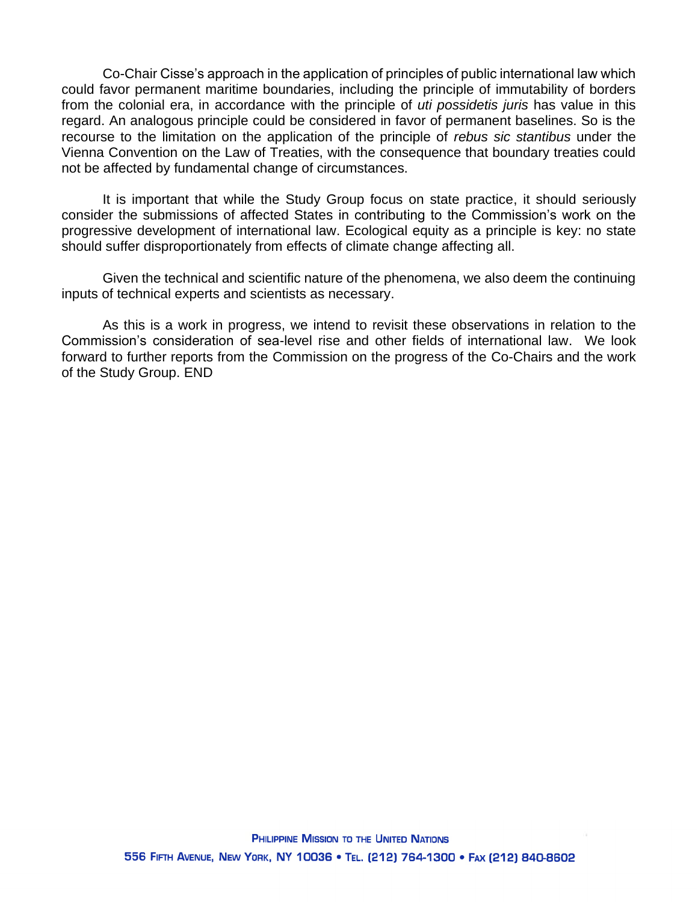Co-Chair Cisse's approach in the application of principles of public international law which could favor permanent maritime boundaries, including the principle of immutability of borders from the colonial era, in accordance with the principle of *uti possidetis juris* has value in this regard. An analogous principle could be considered in favor of permanent baselines. So is the recourse to the limitation on the application of the principle of *rebus sic stantibus* under the Vienna Convention on the Law of Treaties, with the consequence that boundary treaties could not be affected by fundamental change of circumstances.

It is important that while the Study Group focus on state practice, it should seriously consider the submissions of affected States in contributing to the Commission's work on the progressive development of international law. Ecological equity as a principle is key: no state should suffer disproportionately from effects of climate change affecting all.

Given the technical and scientific nature of the phenomena, we also deem the continuing inputs of technical experts and scientists as necessary.

As this is a work in progress, we intend to revisit these observations in relation to the Commission's consideration of sea-level rise and other fields of international law. We look forward to further reports from the Commission on the progress of the Co-Chairs and the work of the Study Group. END